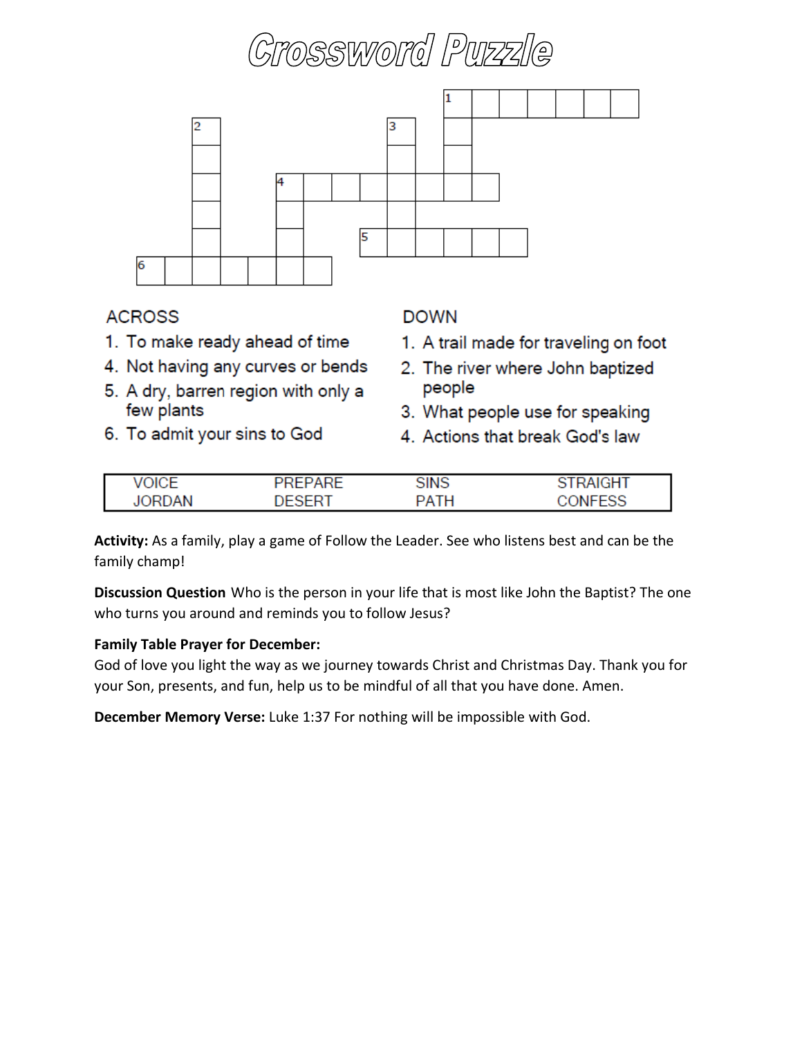# Crossword Puzzle

## ACROSS

1. To make ready ahead of time
4. Not having any curves or bends
5. A dry, barren region with only a few plants
6. To admit your sins to God

## DOWN

1. A trail made for traveling on foot
2. The river where John baptized people
3. What people use for speaking
4. Actions that break God's law

| VOICE | PREPARE | SINS | STRAIGHT |
|---|---|---|---|
| JORDAN | DESERT | PATH | CONFESS |

**Activity:** As a family, play a game of Follow the Leader. See who listens best and can be the family champ!

**Discussion Question** Who is the person in your life that is most like John the Baptist? The one who turns you around and reminds you to follow Jesus?

**Family Table Prayer for December:**
God of love you light the way as we journey towards Christ and Christmas Day. Thank you for your Son, presents, and fun, help us to be mindful of all that you have done. Amen.

**December Memory Verse:** Luke 1:37 For nothing will be impossible with God.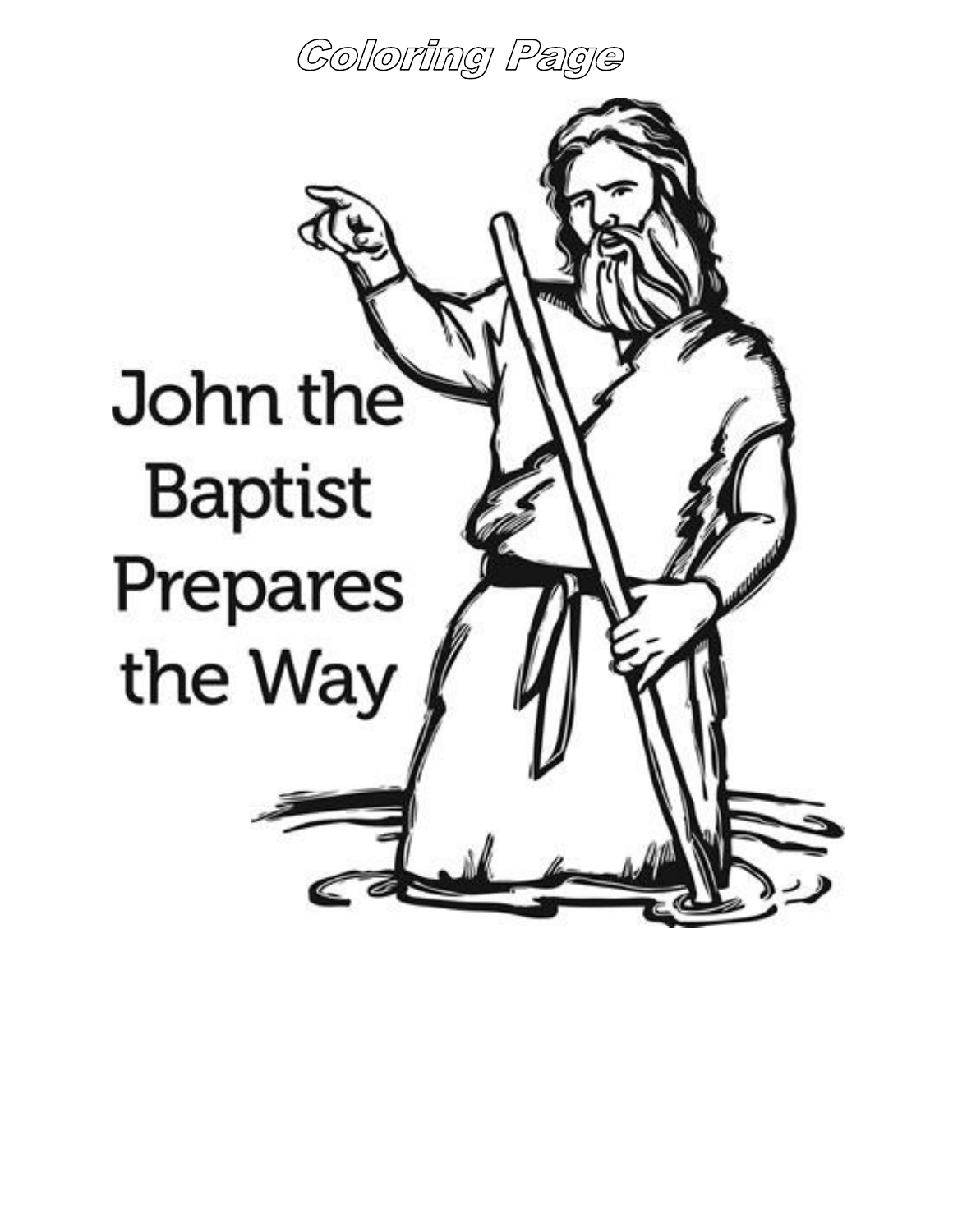# Coloring Page

John the Baptist Prepares the Way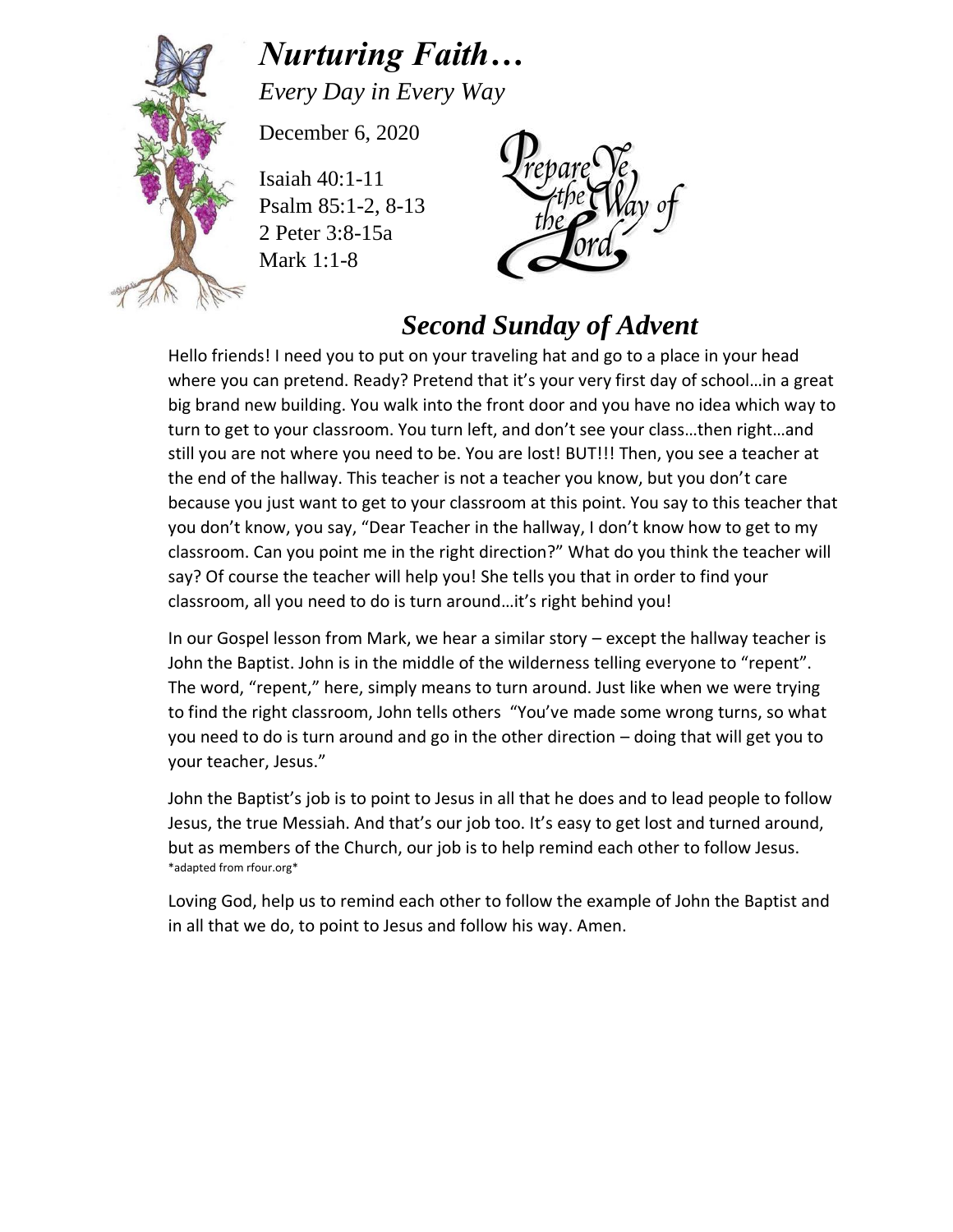# *Nurturing Faith…*

*Every Day in Every Way*

December 6, 2020

Isaiah 40:1-11
Psalm 85:1-2, 8-13
2 Peter 3:8-15a
Mark 1:1-8

Prepare Ye the Way of the Lord

## *Second Sunday of Advent*

Hello friends! I need you to put on your traveling hat and go to a place in your head where you can pretend. Ready? Pretend that it's your very first day of school…in a great big brand new building. You walk into the front door and you have no idea which way to turn to get to your classroom. You turn left, and don't see your class…then right…and still you are not where you need to be. You are lost! BUT!!! Then, you see a teacher at the end of the hallway. This teacher is not a teacher you know, but you don't care because you just want to get to your classroom at this point. You say to this teacher that you don't know, you say, "Dear Teacher in the hallway, I don't know how to get to my classroom. Can you point me in the right direction?" What do you think the teacher will say? Of course the teacher will help you! She tells you that in order to find your classroom, all you need to do is turn around…it's right behind you!

In our Gospel lesson from Mark, we hear a similar story – except the hallway teacher is John the Baptist. John is in the middle of the wilderness telling everyone to "repent". The word, "repent," here, simply means to turn around. Just like when we were trying to find the right classroom, John tells others "You've made some wrong turns, so what you need to do is turn around and go in the other direction – doing that will get you to your teacher, Jesus."

John the Baptist's job is to point to Jesus in all that he does and to lead people to follow Jesus, the true Messiah. And that's our job too. It's easy to get lost and turned around, but as members of the Church, our job is to help remind each other to follow Jesus.
\*adapted from rfour.org\*

Loving God, help us to remind each other to follow the example of John the Baptist and in all that we do, to point to Jesus and follow his way. Amen.